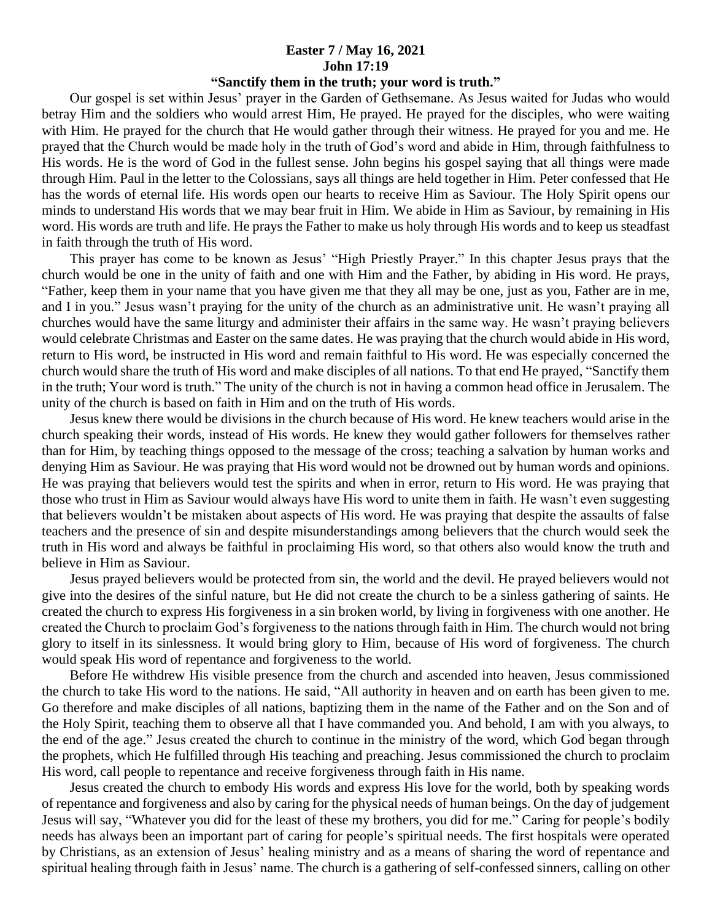**Easter 7 / May 16, 2021**
**John 17:19**
**"Sanctify them in the truth; your word is truth."**

Our gospel is set within Jesus' prayer in the Garden of Gethsemane. As Jesus waited for Judas who would betray Him and the soldiers who would arrest Him, He prayed. He prayed for the disciples, who were waiting with Him. He prayed for the church that He would gather through their witness. He prayed for you and me. He prayed that the Church would be made holy in the truth of God's word and abide in Him, through faithfulness to His words. He is the word of God in the fullest sense. John begins his gospel saying that all things were made through Him. Paul in the letter to the Colossians, says all things are held together in Him. Peter confessed that He has the words of eternal life. His words open our hearts to receive Him as Saviour. The Holy Spirit opens our minds to understand His words that we may bear fruit in Him. We abide in Him as Saviour, by remaining in His word. His words are truth and life. He prays the Father to make us holy through His words and to keep us steadfast in faith through the truth of His word.

This prayer has come to be known as Jesus' "High Priestly Prayer." In this chapter Jesus prays that the church would be one in the unity of faith and one with Him and the Father, by abiding in His word. He prays, "Father, keep them in your name that you have given me that they all may be one, just as you, Father are in me, and I in you." Jesus wasn't praying for the unity of the church as an administrative unit. He wasn't praying all churches would have the same liturgy and administer their affairs in the same way. He wasn't praying believers would celebrate Christmas and Easter on the same dates. He was praying that the church would abide in His word, return to His word, be instructed in His word and remain faithful to His word. He was especially concerned the church would share the truth of His word and make disciples of all nations. To that end He prayed, "Sanctify them in the truth; Your word is truth." The unity of the church is not in having a common head office in Jerusalem. The unity of the church is based on faith in Him and on the truth of His words.

Jesus knew there would be divisions in the church because of His word. He knew teachers would arise in the church speaking their words, instead of His words. He knew they would gather followers for themselves rather than for Him, by teaching things opposed to the message of the cross; teaching a salvation by human works and denying Him as Saviour. He was praying that His word would not be drowned out by human words and opinions. He was praying that believers would test the spirits and when in error, return to His word. He was praying that those who trust in Him as Saviour would always have His word to unite them in faith. He wasn't even suggesting that believers wouldn't be mistaken about aspects of His word. He was praying that despite the assaults of false teachers and the presence of sin and despite misunderstandings among believers that the church would seek the truth in His word and always be faithful in proclaiming His word, so that others also would know the truth and believe in Him as Saviour.

Jesus prayed believers would be protected from sin, the world and the devil. He prayed believers would not give into the desires of the sinful nature, but He did not create the church to be a sinless gathering of saints. He created the church to express His forgiveness in a sin broken world, by living in forgiveness with one another. He created the Church to proclaim God's forgiveness to the nations through faith in Him. The church would not bring glory to itself in its sinlessness. It would bring glory to Him, because of His word of forgiveness. The church would speak His word of repentance and forgiveness to the world.

Before He withdrew His visible presence from the church and ascended into heaven, Jesus commissioned the church to take His word to the nations. He said, "All authority in heaven and on earth has been given to me. Go therefore and make disciples of all nations, baptizing them in the name of the Father and on the Son and of the Holy Spirit, teaching them to observe all that I have commanded you. And behold, I am with you always, to the end of the age." Jesus created the church to continue in the ministry of the word, which God began through the prophets, which He fulfilled through His teaching and preaching. Jesus commissioned the church to proclaim His word, call people to repentance and receive forgiveness through faith in His name.

Jesus created the church to embody His words and express His love for the world, both by speaking words of repentance and forgiveness and also by caring for the physical needs of human beings. On the day of judgement Jesus will say, "Whatever you did for the least of these my brothers, you did for me." Caring for people's bodily needs has always been an important part of caring for people's spiritual needs. The first hospitals were operated by Christians, as an extension of Jesus' healing ministry and as a means of sharing the word of repentance and spiritual healing through faith in Jesus' name. The church is a gathering of self-confessed sinners, calling on other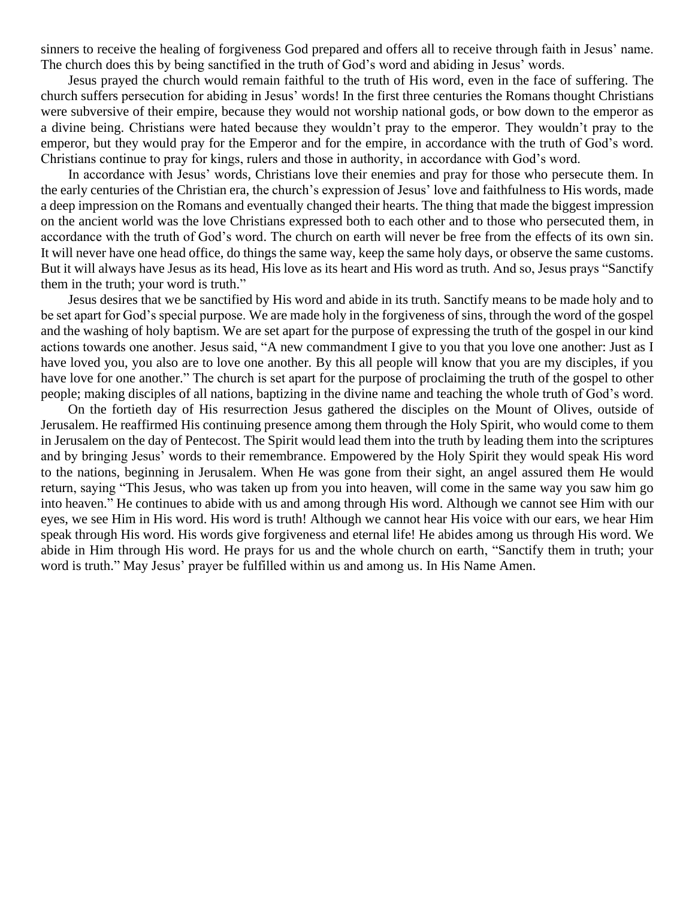sinners to receive the healing of forgiveness God prepared and offers all to receive through faith in Jesus' name. The church does this by being sanctified in the truth of God's word and abiding in Jesus' words.

Jesus prayed the church would remain faithful to the truth of His word, even in the face of suffering. The church suffers persecution for abiding in Jesus' words! In the first three centuries the Romans thought Christians were subversive of their empire, because they would not worship national gods, or bow down to the emperor as a divine being. Christians were hated because they wouldn't pray to the emperor. They wouldn't pray to the emperor, but they would pray for the Emperor and for the empire, in accordance with the truth of God's word. Christians continue to pray for kings, rulers and those in authority, in accordance with God's word.

In accordance with Jesus' words, Christians love their enemies and pray for those who persecute them. In the early centuries of the Christian era, the church's expression of Jesus' love and faithfulness to His words, made a deep impression on the Romans and eventually changed their hearts. The thing that made the biggest impression on the ancient world was the love Christians expressed both to each other and to those who persecuted them, in accordance with the truth of God's word. The church on earth will never be free from the effects of its own sin. It will never have one head office, do things the same way, keep the same holy days, or observe the same customs. But it will always have Jesus as its head, His love as its heart and His word as truth. And so, Jesus prays "Sanctify them in the truth; your word is truth."

Jesus desires that we be sanctified by His word and abide in its truth. Sanctify means to be made holy and to be set apart for God's special purpose. We are made holy in the forgiveness of sins, through the word of the gospel and the washing of holy baptism. We are set apart for the purpose of expressing the truth of the gospel in our kind actions towards one another. Jesus said, "A new commandment I give to you that you love one another: Just as I have loved you, you also are to love one another. By this all people will know that you are my disciples, if you have love for one another." The church is set apart for the purpose of proclaiming the truth of the gospel to other people; making disciples of all nations, baptizing in the divine name and teaching the whole truth of God's word.

On the fortieth day of His resurrection Jesus gathered the disciples on the Mount of Olives, outside of Jerusalem. He reaffirmed His continuing presence among them through the Holy Spirit, who would come to them in Jerusalem on the day of Pentecost. The Spirit would lead them into the truth by leading them into the scriptures and by bringing Jesus' words to their remembrance. Empowered by the Holy Spirit they would speak His word to the nations, beginning in Jerusalem. When He was gone from their sight, an angel assured them He would return, saying "This Jesus, who was taken up from you into heaven, will come in the same way you saw him go into heaven." He continues to abide with us and among through His word. Although we cannot see Him with our eyes, we see Him in His word. His word is truth! Although we cannot hear His voice with our ears, we hear Him speak through His word. His words give forgiveness and eternal life! He abides among us through His word. We abide in Him through His word. He prays for us and the whole church on earth, "Sanctify them in truth; your word is truth." May Jesus' prayer be fulfilled within us and among us. In His Name Amen.